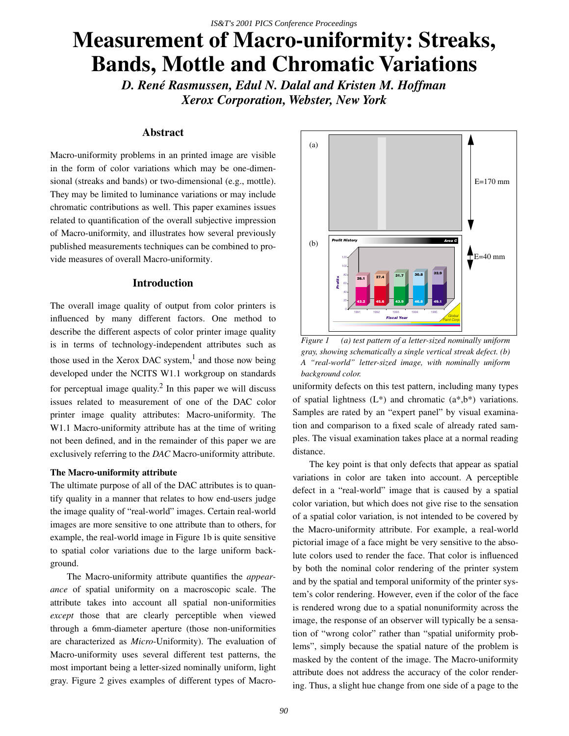# Measurement of Macro-uniformity: Streaks, Bands, Mottle and Chromatic Variations

*D. René Rasmussen, Edul N. Dalal and Kristen M. Hoffman*
*Xerox Corporation, Webster, New York*

## Abstract

Macro-uniformity problems in an printed image are visible in the form of color variations which may be one-dimensional (streaks and bands) or two-dimensional (e.g., mottle). They may be limited to luminance variations or may include chromatic contributions as well. This paper examines issues related to quantification of the overall subjective impression of Macro-uniformity, and illustrates how several previously published measurements techniques can be combined to provide measures of overall Macro-uniformity.

## Introduction

The overall image quality of output from color printers is influenced by many different factors. One method to describe the different aspects of color printer image quality is in terms of technology-independent attributes such as those used in the Xerox DAC system,[1] and those now being developed under the NCITS W1.1 workgroup on standards for perceptual image quality.[2] In this paper we will discuss issues related to measurement of one of the DAC color printer image quality attributes: Macro-uniformity. The W1.1 Macro-uniformity attribute has at the time of writing not been defined, and in the remainder of this paper we are exclusively referring to the *DAC* Macro-uniformity attribute.

### The Macro-uniformity attribute

The ultimate purpose of all of the DAC attributes is to quantify quality in a manner that relates to how end-users judge the image quality of "real-world" images. Certain real-world images are more sensitive to one attribute than to others, for example, the real-world image in Figure 1b is quite sensitive to spatial color variations due to the large uniform background.

The Macro-uniformity attribute quantifies the *appearance* of spatial uniformity on a macroscopic scale. The attribute takes into account all spatial non-uniformities *except* those that are clearly perceptible when viewed through a 6mm-diameter aperture (those non-uniformities are characterized as *Micro*-Uniformity). The evaluation of Macro-uniformity uses several different test patterns, the most important being a letter-sized nominally uniform, light gray. Figure 2 gives examples of different types of Macro-uniformity defects on this test pattern, including many types of spatial lightness (L*) and chromatic (a*,b*) variations. Samples are rated by an "expert panel" by visual examination and comparison to a fixed scale of already rated samples. The visual examination takes place at a normal reading distance.

*Figure 1 (a) test pattern of a letter-sized nominally uniform gray, showing schematically a single vertical streak defect. (b) A "real-world" letter-sized image, with nominally uniform background color.*

The key point is that only defects that appear as spatial variations in color are taken into account. A perceptible defect in a "real-world" image that is caused by a spatial color variation, but which does not give rise to the sensation of a spatial color variation, is not intended to be covered by the Macro-uniformity attribute. For example, a real-world pictorial image of a face might be very sensitive to the absolute colors used to render the face. That color is influenced by both the nominal color rendering of the printer system and by the spatial and temporal uniformity of the printer system's color rendering. However, even if the color of the face is rendered wrong due to a spatial nonuniformity across the image, the response of an observer will typically be a sensation of "wrong color" rather than "spatial uniformity problems", simply because the spatial nature of the problem is masked by the content of the image. The Macro-uniformity attribute does not address the accuracy of the color rendering. Thus, a slight hue change from one side of a page to the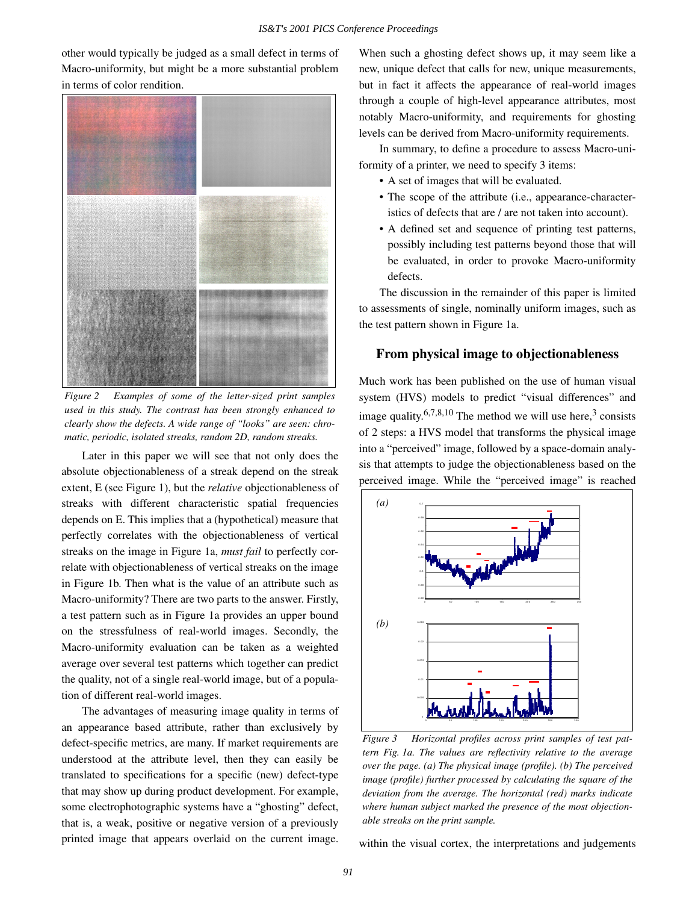other would typically be judged as a small defect in terms of Macro-uniformity, but might be a more substantial problem in terms of color rendition.

*Figure 2 Examples of some of the letter-sized print samples used in this study. The contrast has been strongly enhanced to clearly show the defects. A wide range of "looks" are seen: chromatic, periodic, isolated streaks, random 2D, random streaks.*

Later in this paper we will see that not only does the absolute objectionableness of a streak depend on the streak extent, E (see Figure 1), but the *relative* objectionableness of streaks with different characteristic spatial frequencies depends on E. This implies that a (hypothetical) measure that perfectly correlates with the objectionableness of vertical streaks on the image in Figure 1a, *must fail* to perfectly correlate with objectionableness of vertical streaks on the image in Figure 1b. Then what is the value of an attribute such as Macro-uniformity? There are two parts to the answer. Firstly, a test pattern such as in Figure 1a provides an upper bound on the stressfulness of real-world images. Secondly, the Macro-uniformity evaluation can be taken as a weighted average over several test patterns which together can predict the quality, not of a single real-world image, but of a population of different real-world images.

The advantages of measuring image quality in terms of an appearance based attribute, rather than exclusively by defect-specific metrics, are many. If market requirements are understood at the attribute level, then they can easily be translated to specifications for a specific (new) defect-type that may show up during product development. For example, some electrophotographic systems have a "ghosting" defect, that is, a weak, positive or negative version of a previously printed image that appears overlaid on the current image. When such a ghosting defect shows up, it may seem like a new, unique defect that calls for new, unique measurements, but in fact it affects the appearance of real-world images through a couple of high-level appearance attributes, most notably Macro-uniformity, and requirements for ghosting levels can be derived from Macro-uniformity requirements.

In summary, to define a procedure to assess Macro-uniformity of a printer, we need to specify 3 items:

- A set of images that will be evaluated.
- The scope of the attribute (i.e., appearance-characteristics of defects that are / are not taken into account).
- A defined set and sequence of printing test patterns, possibly including test patterns beyond those that will be evaluated, in order to provoke Macro-uniformity defects.

The discussion in the remainder of this paper is limited to assessments of single, nominally uniform images, such as the test pattern shown in Figure 1a.

## From physical image to objectionableness

Much work has been published on the use of human visual system (HVS) models to predict "visual differences" and image quality.[6,7,8,10] The method we will use here,[3] consists of 2 steps: a HVS model that transforms the physical image into a "perceived" image, followed by a space-domain analysis that attempts to judge the objectionableness based on the perceived image. While the "perceived image" is reached within the visual cortex, the interpretations and judgements

*Figure 3 Horizontal profiles across print samples of test pattern Fig. 1a. The values are reflectivity relative to the average over the page. (a) The physical image (profile). (b) The perceived image (profile) further processed by calculating the square of the deviation from the average. The horizontal (red) marks indicate where human subject marked the presence of the most objectionable streaks on the print sample.*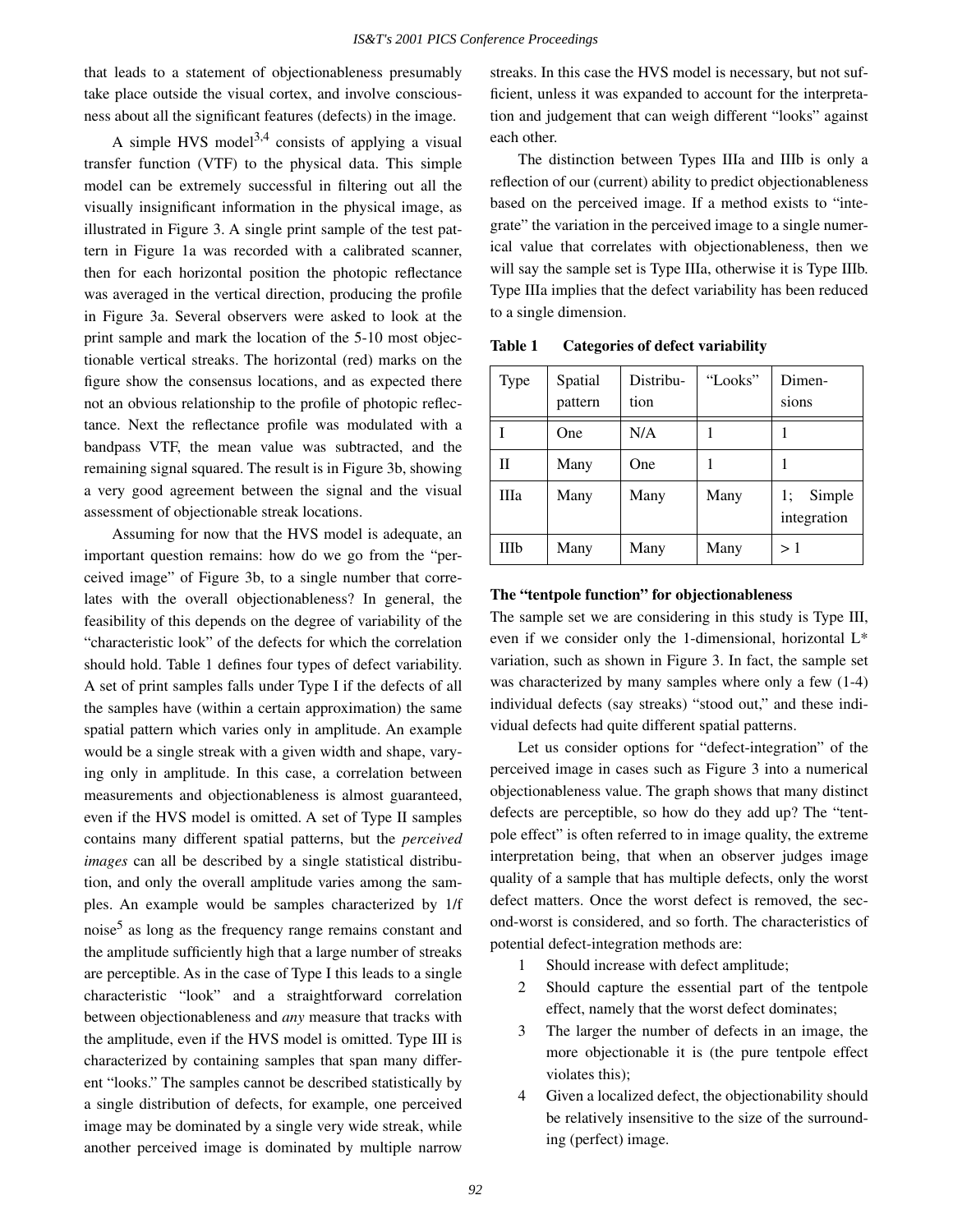that leads to a statement of objectionableness presumably take place outside the visual cortex, and involve consciousness about all the significant features (defects) in the image.

A simple HVS model[3,4] consists of applying a visual transfer function (VTF) to the physical data. This simple model can be extremely successful in filtering out all the visually insignificant information in the physical image, as illustrated in Figure 3. A single print sample of the test pattern in Figure 1a was recorded with a calibrated scanner, then for each horizontal position the photopic reflectance was averaged in the vertical direction, producing the profile in Figure 3a. Several observers were asked to look at the print sample and mark the location of the 5-10 most objectionable vertical streaks. The horizontal (red) marks on the figure show the consensus locations, and as expected there not an obvious relationship to the profile of photopic reflectance. Next the reflectance profile was modulated with a bandpass VTF, the mean value was subtracted, and the remaining signal squared. The result is in Figure 3b, showing a very good agreement between the signal and the visual assessment of objectionable streak locations.

Assuming for now that the HVS model is adequate, an important question remains: how do we go from the "perceived image" of Figure 3b, to a single number that correlates with the overall objectionableness? In general, the feasibility of this depends on the degree of variability of the "characteristic look" of the defects for which the correlation should hold. Table 1 defines four types of defect variability. A set of print samples falls under Type I if the defects of all the samples have (within a certain approximation) the same spatial pattern which varies only in amplitude. An example would be a single streak with a given width and shape, varying only in amplitude. In this case, a correlation between measurements and objectionableness is almost guaranteed, even if the HVS model is omitted. A set of Type II samples contains many different spatial patterns, but the *perceived images* can all be described by a single statistical distribution, and only the overall amplitude varies among the samples. An example would be samples characterized by 1/f noise[5] as long as the frequency range remains constant and the amplitude sufficiently high that a large number of streaks are perceptible. As in the case of Type I this leads to a single characteristic "look" and a straightforward correlation between objectionableness and *any* measure that tracks with the amplitude, even if the HVS model is omitted. Type III is characterized by containing samples that span many different "looks." The samples cannot be described statistically by a single distribution of defects, for example, one perceived image may be dominated by a single very wide streak, while another perceived image is dominated by multiple narrow streaks. In this case the HVS model is necessary, but not sufficient, unless it was expanded to account for the interpretation and judgement that can weigh different "looks" against each other.

The distinction between Types IIIa and IIIb is only a reflection of our (current) ability to predict objectionableness based on the perceived image. If a method exists to "integrate" the variation in the perceived image to a single numerical value that correlates with objectionableness, then we will say the sample set is Type IIIa, otherwise it is Type IIIb. Type IIIa implies that the defect variability has been reduced to a single dimension.

**Table 1 Categories of defect variability**

| Type | Spatial pattern | Distribution | "Looks" | Dimensions |
|---|---|---|---|---|
| I | One | N/A | 1 | 1 |
| II | Many | One | 1 | 1 |
| IIIa | Many | Many | Many | 1; Simple integration |
| IIIb | Many | Many | Many | > 1 |

### The "tentpole function" for objectionableness

The sample set we are considering in this study is Type III, even if we consider only the 1-dimensional, horizontal L* variation, such as shown in Figure 3. In fact, the sample set was characterized by many samples where only a few (1-4) individual defects (say streaks) "stood out," and these individual defects had quite different spatial patterns.

Let us consider options for "defect-integration" of the perceived image in cases such as Figure 3 into a numerical objectionableness value. The graph shows that many distinct defects are perceptible, so how do they add up? The "tentpole effect" is often referred to in image quality, the extreme interpretation being, that when an observer judges image quality of a sample that has multiple defects, only the worst defect matters. Once the worst defect is removed, the second-worst is considered, and so forth. The characteristics of potential defect-integration methods are:

1. Should increase with defect amplitude;
2. Should capture the essential part of the tentpole effect, namely that the worst defect dominates;
3. The larger the number of defects in an image, the more objectionable it is (the pure tentpole effect violates this);
4. Given a localized defect, the objectionability should be relatively insensitive to the size of the surrounding (perfect) image.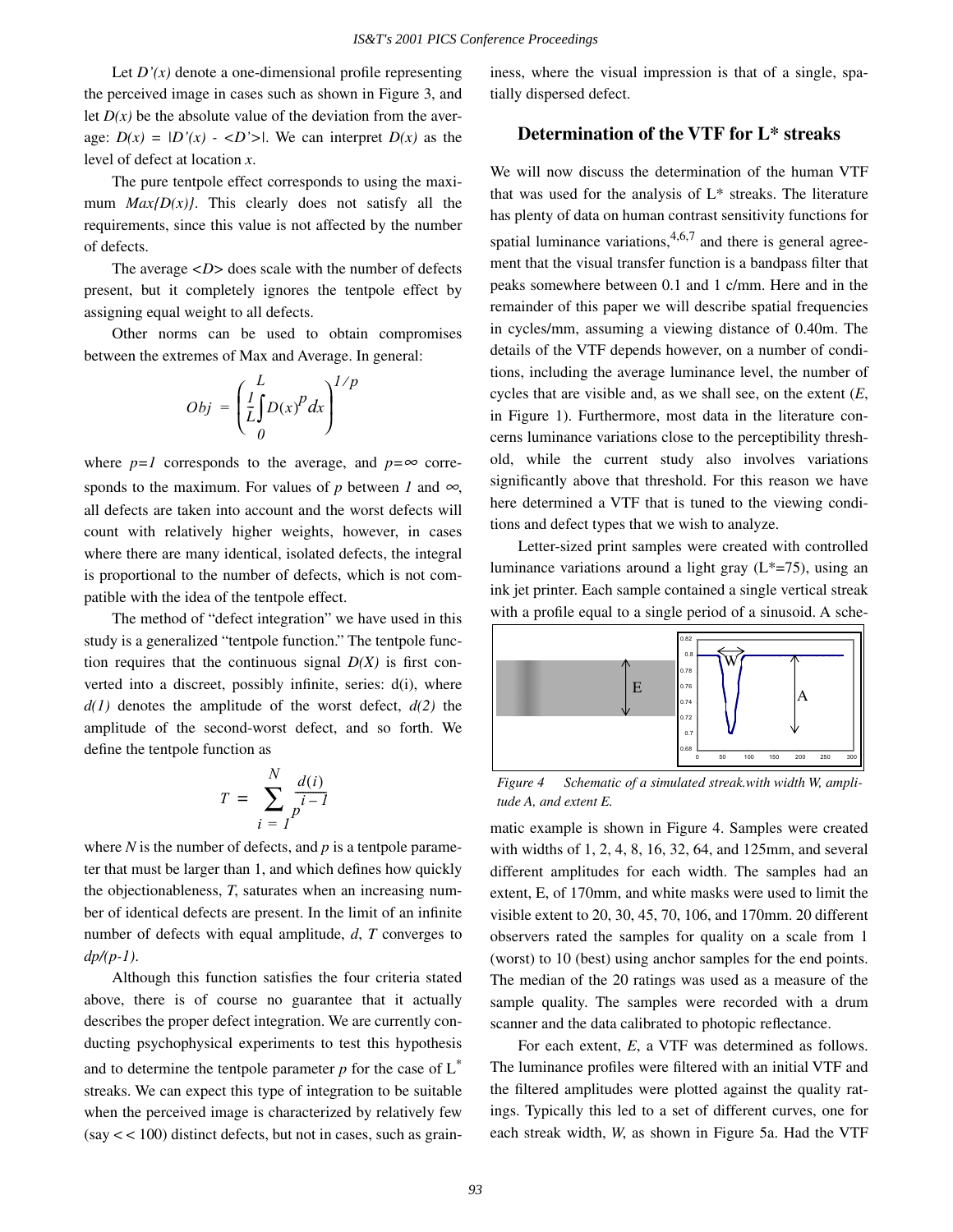Let $D'(x)$ denote a one-dimensional profile representing the perceived image in cases such as shown in Figure 3, and let $D(x)$ be the absolute value of the deviation from the average: $D(x) = |D'(x) - \langle D' \rangle|$. We can interpret $D(x)$ as the level of defect at location $x$.

The pure tentpole effect corresponds to using the maximum $Max\{D(x)\}$. This clearly does not satisfy all the requirements, since this value is not affected by the number of defects.

The average $\langle D \rangle$ does scale with the number of defects present, but it completely ignores the tentpole effect by assigning equal weight to all defects.

Other norms can be used to obtain compromises between the extremes of Max and Average. In general:

$$Obj = \left( \frac{1}{L} \int_0^L D(x)^p dx \right)^{1/p}$$

where $p=1$ corresponds to the average, and $p=\infty$ corresponds to the maximum. For values of $p$ between $1$ and $\infty$, all defects are taken into account and the worst defects will count with relatively higher weights, however, in cases where there are many identical, isolated defects, the integral is proportional to the number of defects, which is not compatible with the idea of the tentpole effect.

The method of "defect integration" we have used in this study is a generalized "tentpole function." The tentpole function requires that the continuous signal $D(X)$ is first converted into a discreet, possibly infinite, series: d(i), where $d(1)$ denotes the amplitude of the worst defect, $d(2)$ the amplitude of the second-worst defect, and so forth. We define the tentpole function as

$$T = \sum_{i=1}^{N} \frac{d(i)}{p^{i-1}}$$

where $N$ is the number of defects, and $p$ is a tentpole parameter that must be larger than 1, and which defines how quickly the objectionableness, $T$, saturates when an increasing number of identical defects are present. In the limit of an infinite number of defects with equal amplitude, $d$, $T$ converges to $dp/(p-1)$.

Although this function satisfies the four criteria stated above, there is of course no guarantee that it actually describes the proper defect integration. We are currently conducting psychophysical experiments to test this hypothesis and to determine the tentpole parameter $p$ for the case of $L^*$ streaks. We can expect this type of integration to be suitable when the perceived image is characterized by relatively few (say $<< 100$) distinct defects, but not in cases, such as graininess, where the visual impression is that of a single, spatially dispersed defect.

## Determination of the VTF for L* streaks

We will now discuss the determination of the human VTF that was used for the analysis of L* streaks. The literature has plenty of data on human contrast sensitivity functions for spatial luminance variations,[4,6,7] and there is general agreement that the visual transfer function is a bandpass filter that peaks somewhere between 0.1 and 1 c/mm. Here and in the remainder of this paper we will describe spatial frequencies in cycles/mm, assuming a viewing distance of 0.40m. The details of the VTF depends however, on a number of conditions, including the average luminance level, the number of cycles that are visible and, as we shall see, on the extent ($E$, in Figure 1). Furthermore, most data in the literature concerns luminance variations close to the perceptibility threshold, while the current study also involves variations significantly above that threshold. For this reason we have here determined a VTF that is tuned to the viewing conditions and defect types that we wish to analyze.

Letter-sized print samples were created with controlled luminance variations around a light gray (L*=75), using an ink jet printer. Each sample contained a single vertical streak with a profile equal to a single period of a sinusoid. A schematic example is shown in Figure 4. Samples were created with widths of 1, 2, 4, 8, 16, 32, 64, and 125mm, and several different amplitudes for each width. The samples had an extent, E, of 170mm, and white masks were used to limit the visible extent to 20, 30, 45, 70, 106, and 170mm. 20 different observers rated the samples for quality on a scale from 1 (worst) to 10 (best) using anchor samples for the end points. The median of the 20 ratings was used as a measure of the sample quality. The samples were recorded with a drum scanner and the data calibrated to photopic reflectance.

*Figure 4 Schematic of a simulated streak.with width W, amplitude A, and extent E.*

For each extent, $E$, a VTF was determined as follows. The luminance profiles were filtered with an initial VTF and the filtered amplitudes were plotted against the quality ratings. Typically this led to a set of different curves, one for each streak width, $W$, as shown in Figure 5a. Had the VTF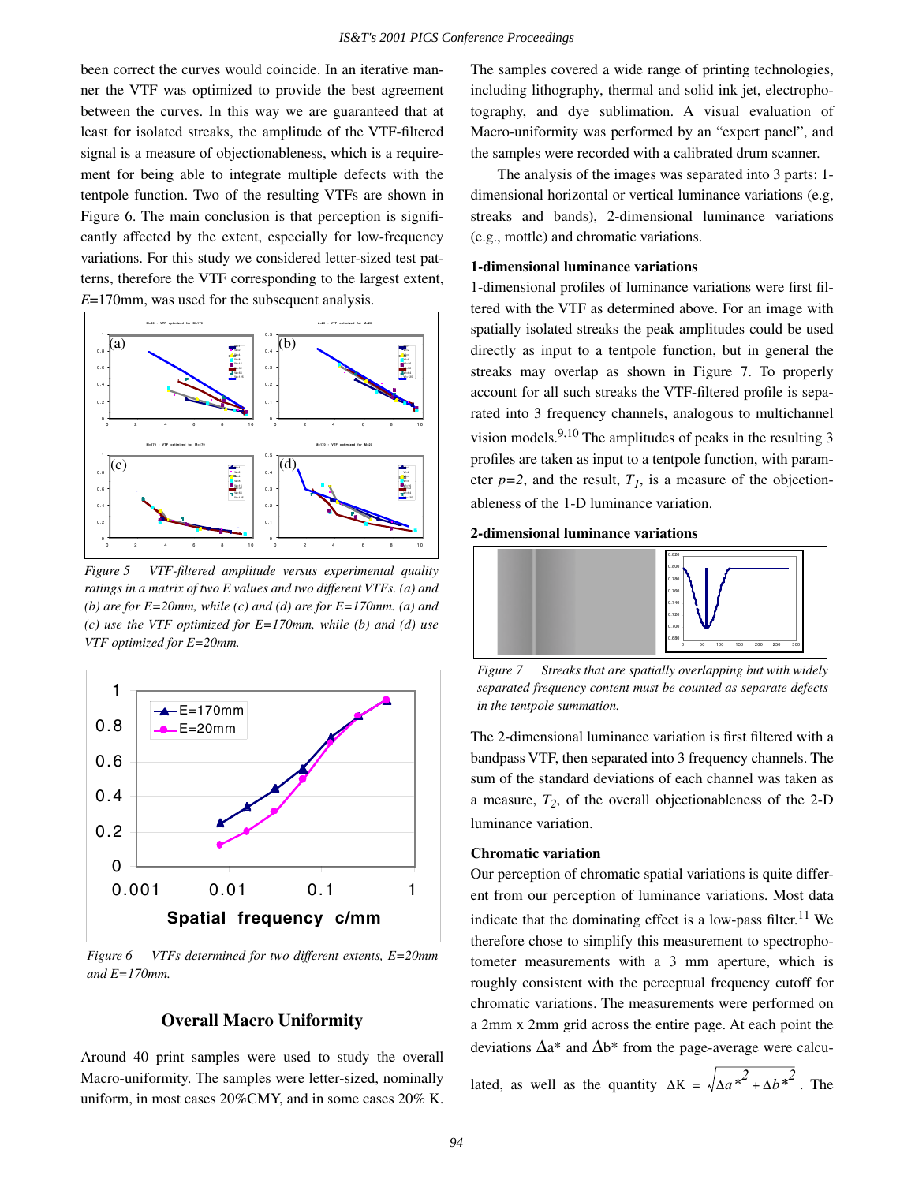been correct the curves would coincide. In an iterative manner the VTF was optimized to provide the best agreement between the curves. In this way we are guaranteed that at least for isolated streaks, the amplitude of the VTF-filtered signal is a measure of objectionableness, which is a requirement for being able to integrate multiple defects with the tentpole function. Two of the resulting VTFs are shown in Figure 6. The main conclusion is that perception is significantly affected by the extent, especially for low-frequency variations. For this study we considered letter-sized test patterns, therefore the VTF corresponding to the largest extent, $E$=170mm, was used for the subsequent analysis.

*Figure 5 VTF-filtered amplitude versus experimental quality ratings in a matrix of two E values and two different VTFs. (a) and (b) are for E=20mm, while (c) and (d) are for E=170mm. (a) and (c) use the VTF optimized for E=170mm, while (b) and (d) use VTF optimized for E=20mm.*

*Figure 6 VTFs determined for two different extents, E=20mm and E=170mm.*

## Overall Macro Uniformity

Around 40 print samples were used to study the overall Macro-uniformity. The samples were letter-sized, nominally uniform, in most cases 20%CMY, and in some cases 20% K. The samples covered a wide range of printing technologies, including lithography, thermal and solid ink jet, electrophotography, and dye sublimation. A visual evaluation of Macro-uniformity was performed by an "expert panel", and the samples were recorded with a calibrated drum scanner.

The analysis of the images was separated into 3 parts: 1-dimensional horizontal or vertical luminance variations (e.g, streaks and bands), 2-dimensional luminance variations (e.g., mottle) and chromatic variations.

### 1-dimensional luminance variations

1-dimensional profiles of luminance variations were first filtered with the VTF as determined above. For an image with spatially isolated streaks the peak amplitudes could be used directly as input to a tentpole function, but in general the streaks may overlap as shown in Figure 7. To properly account for all such streaks the VTF-filtered profile is separated into 3 frequency channels, analogous to multichannel vision models.[9,10] The amplitudes of peaks in the resulting 3 profiles are taken as input to a tentpole function, with parameter $p=2$, and the result, $T_1$, is a measure of the objectionableness of the 1-D luminance variation.

### 2-dimensional luminance variations

*Figure 7 Streaks that are spatially overlapping but with widely separated frequency content must be counted as separate defects in the tentpole summation.*

The 2-dimensional luminance variation is first filtered with a bandpass VTF, then separated into 3 frequency channels. The sum of the standard deviations of each channel was taken as a measure, $T_2$, of the overall objectionableness of the 2-D luminance variation.

### Chromatic variation

Our perception of chromatic spatial variations is quite different from our perception of luminance variations. Most data indicate that the dominating effect is a low-pass filter.[11] We therefore chose to simplify this measurement to spectrophotometer measurements with a 3 mm aperture, which is roughly consistent with the perceptual frequency cutoff for chromatic variations. The measurements were performed on a 2mm x 2mm grid across the entire page. At each point the deviations $\Delta a^*$ and $\Delta b^*$ from the page-average were calculated, as well as the quantity $\Delta K = \sqrt{\Delta a^{*2} + \Delta b^{*2}}$. The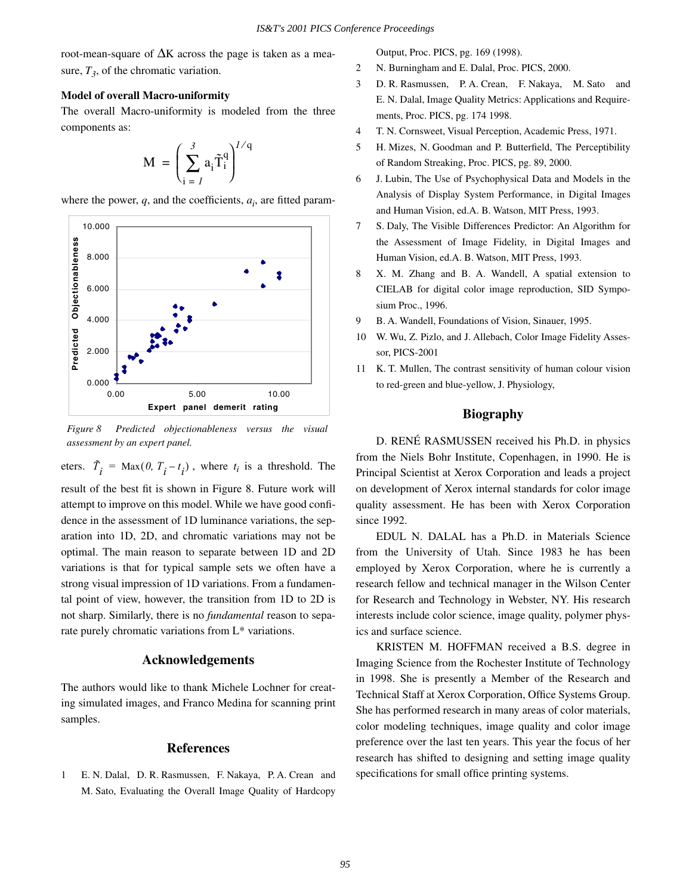root-mean-square of ΔK across the page is taken as a measure, $T_3$, of the chromatic variation.

**Model of overall Macro-uniformity**

The overall Macro-uniformity is modeled from the three components as:

$$M = \left( \sum_{i=1}^{3} a_i \tilde{T}_i^q \right)^{1/q}$$

where the power, $q$, and the coefficients, $a_i$, are fitted parameters. $\tilde{T}_i = \mathrm{Max}(0, T_i - t_i)$, where $t_i$ is a threshold. The result of the best fit is shown in Figure 8. Future work will attempt to improve on this model. While we have good confidence in the assessment of 1D luminance variations, the separation into 1D, 2D, and chromatic variations may not be optimal. The main reason to separate between 1D and 2D variations is that for typical sample sets we often have a strong visual impression of 1D variations. From a fundamental point of view, however, the transition from 1D to 2D is not sharp. Similarly, there is no *fundamental* reason to separate purely chromatic variations from L* variations.

Predicted Objectionableness
10.000
8.000
6.000
4.000
2.000
0.000
0.00
5.00
10.00
Expert panel demerit rating

*Figure 8 Predicted objectionableness versus the visual assessment by an expert panel.*

## Acknowledgements

The authors would like to thank Michele Lochner for creating simulated images, and Franco Medina for scanning print samples.

## References

1. E. N. Dalal, D. R. Rasmussen, F. Nakaya, P. A. Crean and M. Sato, Evaluating the Overall Image Quality of Hardcopy Output, Proc. PICS, pg. 169 (1998).
2. N. Burningham and E. Dalal, Proc. PICS, 2000.
3. D. R. Rasmussen, P. A. Crean, F. Nakaya, M. Sato and E. N. Dalal, Image Quality Metrics: Applications and Requirements, Proc. PICS, pg. 174 1998.
4. T. N. Cornsweet, Visual Perception, Academic Press, 1971.
5. H. Mizes, N. Goodman and P. Butterfield, The Perceptibility of Random Streaking, Proc. PICS, pg. 89, 2000.
6. J. Lubin, The Use of Psychophysical Data and Models in the Analysis of Display System Performance, in Digital Images and Human Vision, ed.A. B. Watson, MIT Press, 1993.
7. S. Daly, The Visible Differences Predictor: An Algorithm for the Assessment of Image Fidelity, in Digital Images and Human Vision, ed.A. B. Watson, MIT Press, 1993.
8. X. M. Zhang and B. A. Wandell, A spatial extension to CIELAB for digital color image reproduction, SID Symposium Proc., 1996.
9. B. A. Wandell, Foundations of Vision, Sinauer, 1995.
10. W. Wu, Z. Pizlo, and J. Allebach, Color Image Fidelity Assessor, PICS-2001
11. K. T. Mullen, The contrast sensitivity of human colour vision to red-green and blue-yellow, J. Physiology,

## Biography

D. RENÉ RASMUSSEN received his Ph.D. in physics from the Niels Bohr Institute, Copenhagen, in 1990. He is Principal Scientist at Xerox Corporation and leads a project on development of Xerox internal standards for color image quality assessment. He has been with Xerox Corporation since 1992.

EDUL N. DALAL has a Ph.D. in Materials Science from the University of Utah. Since 1983 he has been employed by Xerox Corporation, where he is currently a research fellow and technical manager in the Wilson Center for Research and Technology in Webster, NY. His research interests include color science, image quality, polymer physics and surface science.

KRISTEN M. HOFFMAN received a B.S. degree in Imaging Science from the Rochester Institute of Technology in 1998. She is presently a Member of the Research and Technical Staff at Xerox Corporation, Office Systems Group. She has performed research in many areas of color materials, color modeling techniques, image quality and color image preference over the last ten years. This year the focus of her research has shifted to designing and setting image quality specifications for small office printing systems.